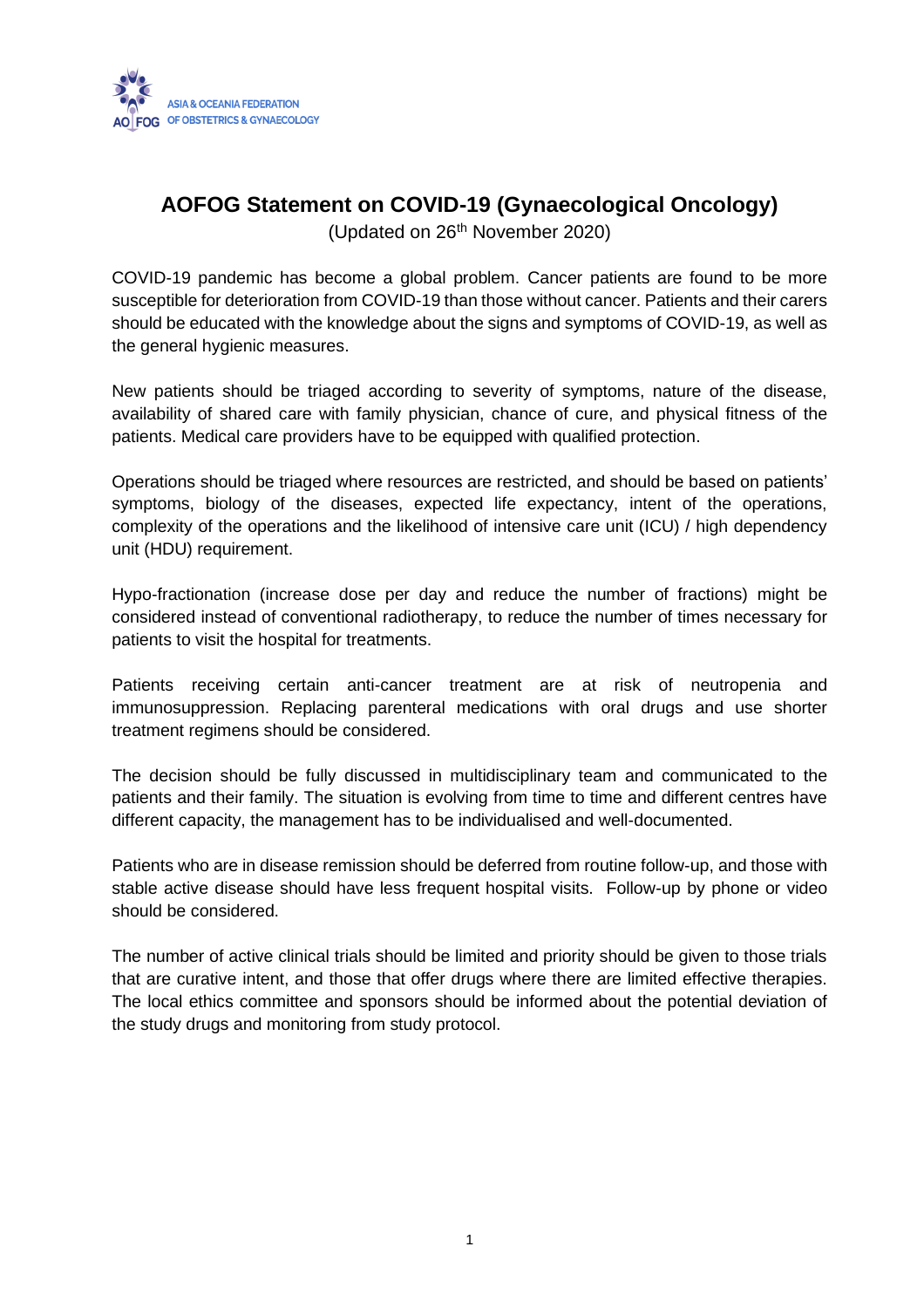ASIA & OCEANIA FEDERATION OF OBSTETRICS & GYNAECOLOGY

# AOFOG Statement on COVID-19 (Gynaecological Oncology)

(Updated on 26th November 2020)

COVID-19 pandemic has become a global problem. Cancer patients are found to be more susceptible for deterioration from COVID-19 than those without cancer. Patients and their carers should be educated with the knowledge about the signs and symptoms of COVID-19, as well as the general hygienic measures.

New patients should be triaged according to severity of symptoms, nature of the disease, availability of shared care with family physician, chance of cure, and physical fitness of the patients. Medical care providers have to be equipped with qualified protection.

Operations should be triaged where resources are restricted, and should be based on patients' symptoms, biology of the diseases, expected life expectancy, intent of the operations, complexity of the operations and the likelihood of intensive care unit (ICU) / high dependency unit (HDU) requirement.

Hypo-fractionation (increase dose per day and reduce the number of fractions) might be considered instead of conventional radiotherapy, to reduce the number of times necessary for patients to visit the hospital for treatments.

Patients receiving certain anti-cancer treatment are at risk of neutropenia and immunosuppression. Replacing parenteral medications with oral drugs and use shorter treatment regimens should be considered.

The decision should be fully discussed in multidisciplinary team and communicated to the patients and their family. The situation is evolving from time to time and different centres have different capacity, the management has to be individualised and well-documented.

Patients who are in disease remission should be deferred from routine follow-up, and those with stable active disease should have less frequent hospital visits. Follow-up by phone or video should be considered.

The number of active clinical trials should be limited and priority should be given to those trials that are curative intent, and those that offer drugs where there are limited effective therapies. The local ethics committee and sponsors should be informed about the potential deviation of the study drugs and monitoring from study protocol.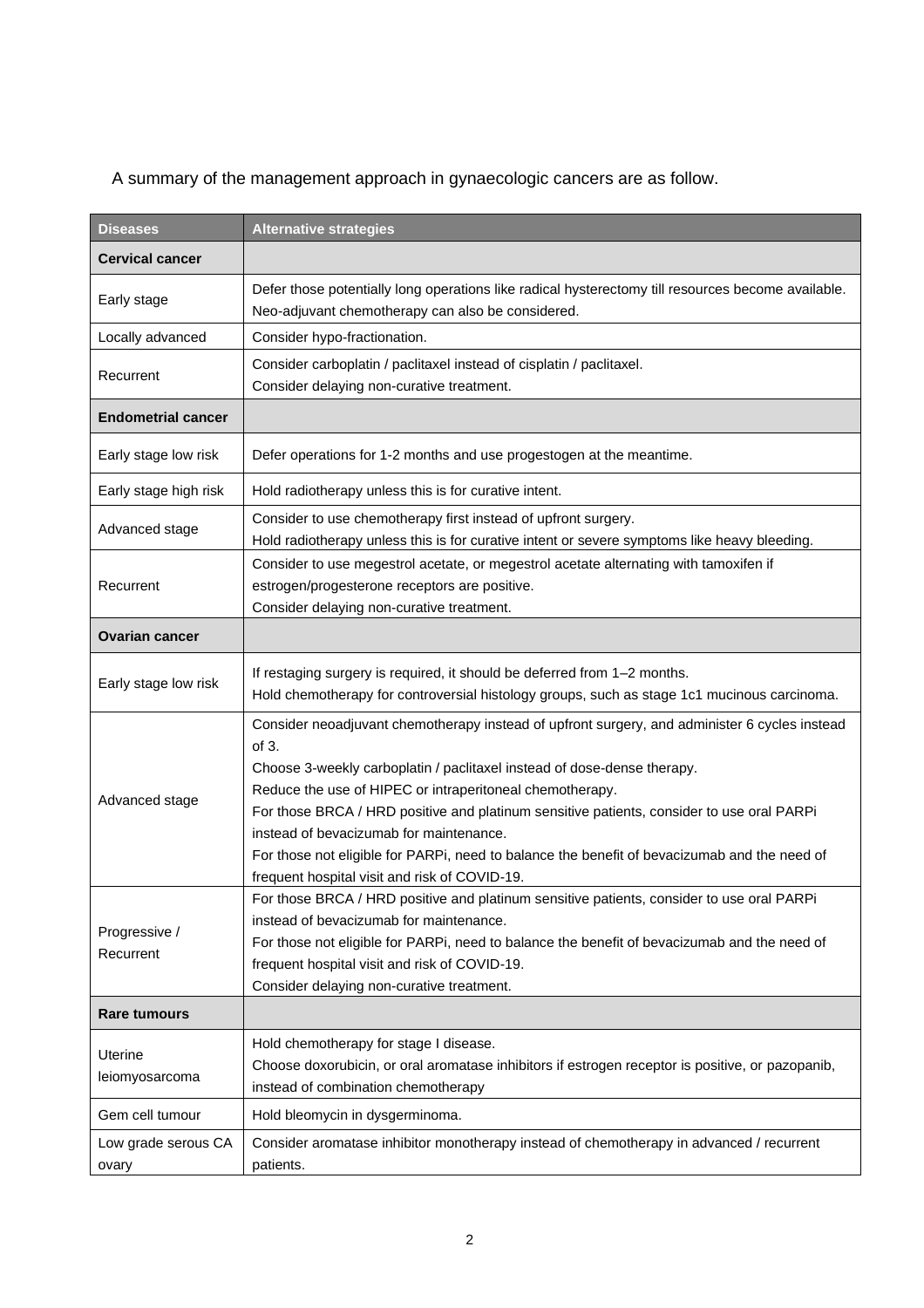A summary of the management approach in gynaecologic cancers are as follow.

| Diseases | Alternative strategies |
|---|---|
| **Cervical cancer** | |
| Early stage | Defer those potentially long operations like radical hysterectomy till resources become available.<br>Neo-adjuvant chemotherapy can also be considered. |
| Locally advanced | Consider hypo-fractionation. |
| Recurrent | Consider carboplatin / paclitaxel instead of cisplatin / paclitaxel.<br>Consider delaying non-curative treatment. |
| **Endometrial cancer** | |
| Early stage low risk | Defer operations for 1-2 months and use progestogen at the meantime. |
| Early stage high risk | Hold radiotherapy unless this is for curative intent. |
| Advanced stage | Consider to use chemotherapy first instead of upfront surgery.<br>Hold radiotherapy unless this is for curative intent or severe symptoms like heavy bleeding. |
| Recurrent | Consider to use megestrol acetate, or megestrol acetate alternating with tamoxifen if estrogen/progesterone receptors are positive.<br>Consider delaying non-curative treatment. |
| **Ovarian cancer** | |
| Early stage low risk | If restaging surgery is required, it should be deferred from 1–2 months.<br>Hold chemotherapy for controversial histology groups, such as stage 1c1 mucinous carcinoma. |
| Advanced stage | Consider neoadjuvant chemotherapy instead of upfront surgery, and administer 6 cycles instead of 3.<br>Choose 3-weekly carboplatin / paclitaxel instead of dose-dense therapy.<br>Reduce the use of HIPEC or intraperitoneal chemotherapy.<br>For those BRCA / HRD positive and platinum sensitive patients, consider to use oral PARPi instead of bevacizumab for maintenance.<br>For those not eligible for PARPi, need to balance the benefit of bevacizumab and the need of frequent hospital visit and risk of COVID-19. |
| Progressive / Recurrent | For those BRCA / HRD positive and platinum sensitive patients, consider to use oral PARPi instead of bevacizumab for maintenance.<br>For those not eligible for PARPi, need to balance the benefit of bevacizumab and the need of frequent hospital visit and risk of COVID-19.<br>Consider delaying non-curative treatment. |
| **Rare tumours** | |
| Uterine leiomyosarcoma | Hold chemotherapy for stage I disease.<br>Choose doxorubicin, or oral aromatase inhibitors if estrogen receptor is positive, or pazopanib, instead of combination chemotherapy |
| Gem cell tumour | Hold bleomycin in dysgerminoma. |
| Low grade serous CA ovary | Consider aromatase inhibitor monotherapy instead of chemotherapy in advanced / recurrent patients. |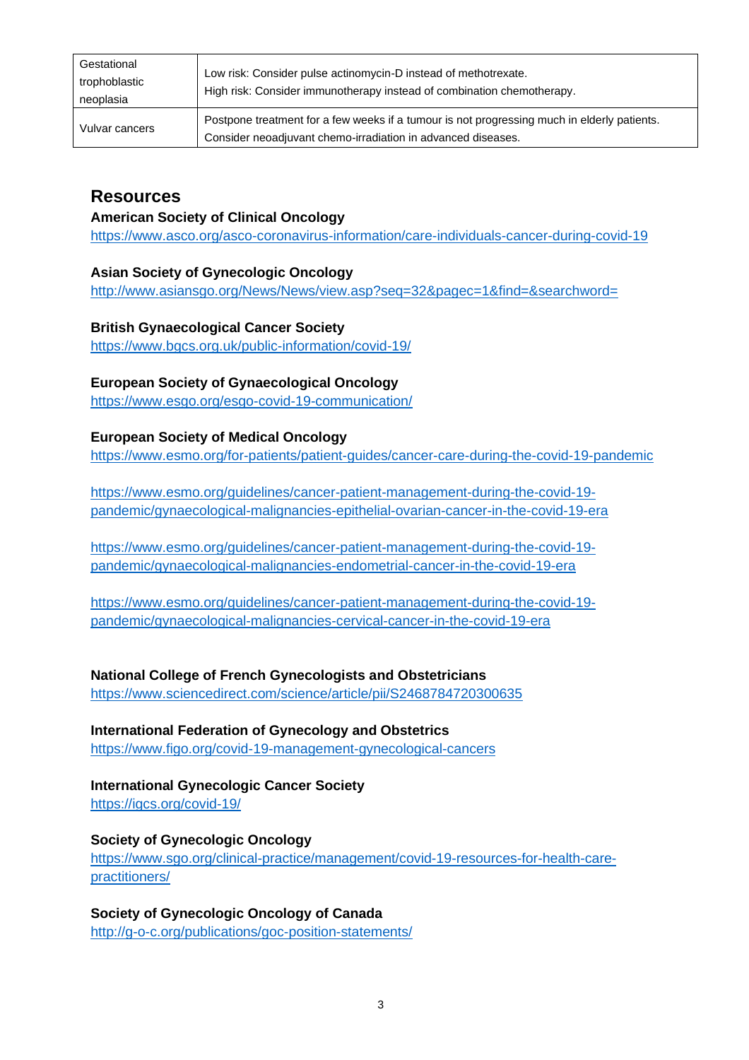| | |
|---|---|
| Gestational trophoblastic neoplasia | Low risk: Consider pulse actinomycin-D instead of methotrexate.<br>High risk: Consider immunotherapy instead of combination chemotherapy. |
| Vulvar cancers | Postpone treatment for a few weeks if a tumour is not progressing much in elderly patients.<br>Consider neoadjuvant chemo-irradiation in advanced diseases. |

## Resources

**American Society of Clinical Oncology**
https://www.asco.org/asco-coronavirus-information/care-individuals-cancer-during-covid-19

**Asian Society of Gynecologic Oncology**
http://www.asiansgo.org/News/News/view.asp?seq=32&pagec=1&find=&searchword=

**British Gynaecological Cancer Society**
https://www.bgcs.org.uk/public-information/covid-19/

**European Society of Gynaecological Oncology**
https://www.esgo.org/esgo-covid-19-communication/

**European Society of Medical Oncology**
https://www.esmo.org/for-patients/patient-guides/cancer-care-during-the-covid-19-pandemic

https://www.esmo.org/guidelines/cancer-patient-management-during-the-covid-19-pandemic/gynaecological-malignancies-epithelial-ovarian-cancer-in-the-covid-19-era

https://www.esmo.org/guidelines/cancer-patient-management-during-the-covid-19-pandemic/gynaecological-malignancies-endometrial-cancer-in-the-covid-19-era

https://www.esmo.org/guidelines/cancer-patient-management-during-the-covid-19-pandemic/gynaecological-malignancies-cervical-cancer-in-the-covid-19-era

**National College of French Gynecologists and Obstetricians**
https://www.sciencedirect.com/science/article/pii/S2468784720300635

**International Federation of Gynecology and Obstetrics**
https://www.figo.org/covid-19-management-gynecological-cancers

**International Gynecologic Cancer Society**
https://igcs.org/covid-19/

**Society of Gynecologic Oncology**
https://www.sgo.org/clinical-practice/management/covid-19-resources-for-health-care-practitioners/

**Society of Gynecologic Oncology of Canada**
http://g-o-c.org/publications/goc-position-statements/